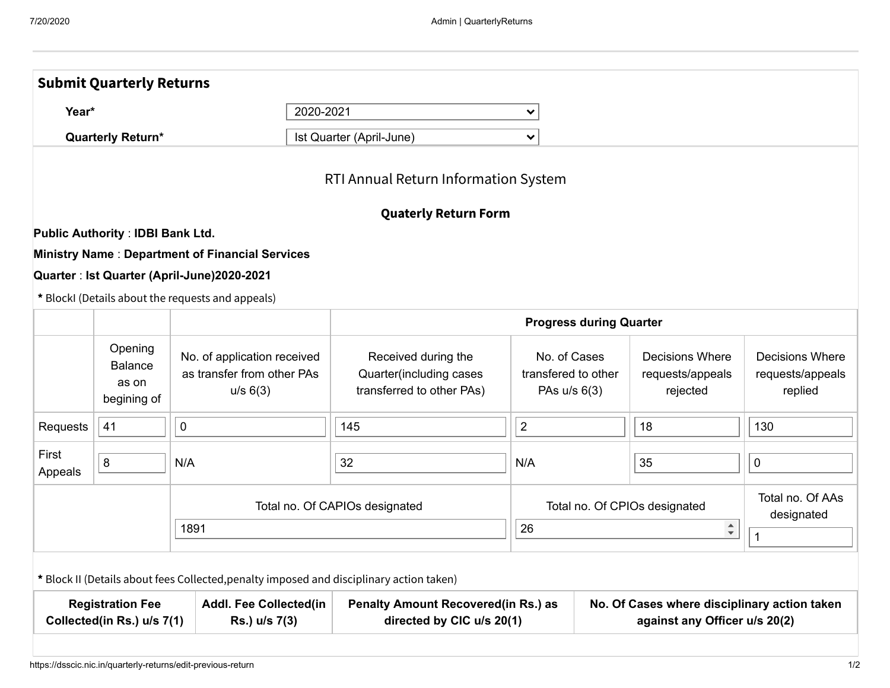## Submit Quarterly Returns

**Year*** 2020-2021

**Quarterly Return*** Ist Quarter (April-June)

RTI Annual Return Information System

**Quaterly Return Form**

**Public Authority** : **IDBI Bank Ltd.**

**Ministry Name** : **Department of Financial Services**

**Quarter** : **Ist Quarter (April-June)2020-2021**

**\*** BlockI (Details about the requests and appeals)

| | | | **Progress during Quarter** | | | |
|---|---|---|---|---|---|---|
| | Opening Balance as on begining of | No. of application received as transfer from other PAs u/s 6(3) | Received during the Quarter(including cases transferred to other PAs) | No. of Cases transfered to other PAs u/s 6(3) | Decisions Where requests/appeals rejected | Decisions Where requests/appeals replied |
| Requests | 41 | 0 | 145 | 2 | 18 | 130 |
| First Appeals | 8 | N/A | 32 | N/A | 35 | 0 |
| | | Total no. Of CAPIOs designated | | Total no. Of CPIOs designated | | Total no. Of AAs designated |
| | | 1891 | | 26 | | 1 |

**\*** Block II (Details about fees Collected,penalty imposed and disciplinary action taken)

| **Registration Fee Collected(in Rs.) u/s 7(1)** | **Addl. Fee Collected(in Rs.) u/s 7(3)** | **Penalty Amount Recovered(in Rs.) as directed by CIC u/s 20(1)** | **No. Of Cases where disciplinary action taken against any Officer u/s 20(2)** |
|---|---|---|---|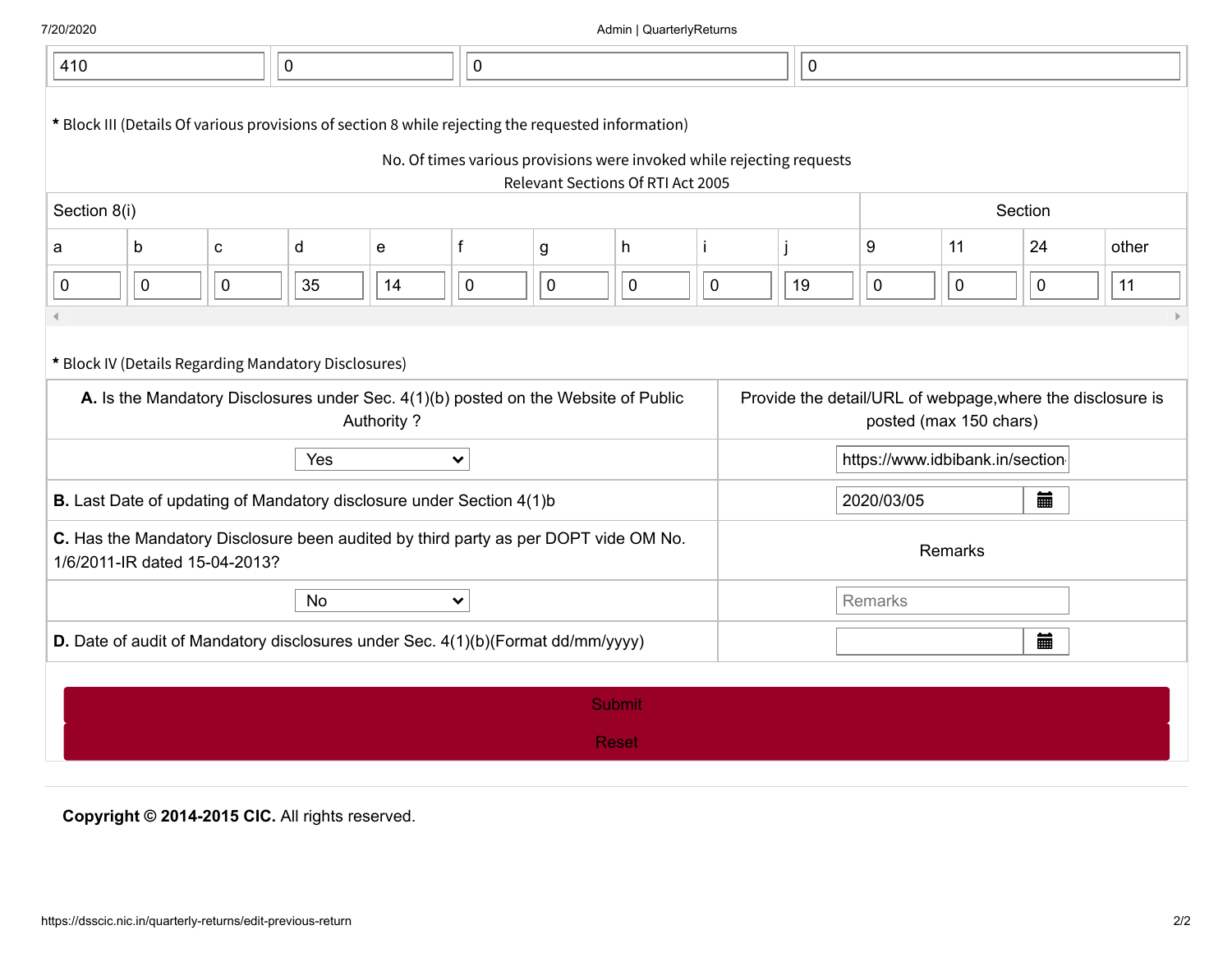| | | | |
|---|---|---|---|
| 410 | 0 | 0 | 0 |

**\*** Block III (Details Of various provisions of section 8 while rejecting the requested information)

No. Of times various provisions were invoked while rejecting requests
Relevant Sections Of RTI Act 2005

| Section 8(i) | | | | | | | | | | Section | | | |
|---|---|---|---|---|---|---|---|---|---|---|---|---|---|
| a | b | c | d | e | f | g | h | i | j | 9 | 11 | 24 | other |
| 0 | 0 | 0 | 35 | 14 | 0 | 0 | 0 | 0 | 19 | 0 | 0 | 0 | 11 |

**\*** Block IV (Details Regarding Mandatory Disclosures)

| **A.** Is the Mandatory Disclosures under Sec. 4(1)(b) posted on the Website of Public Authority ? | Provide the detail/URL of webpage,where the disclosure is posted (max 150 chars) |
|---|---|
| Yes | https://www.idbibank.in/section |
| **B.** Last Date of updating of Mandatory disclosure under Section 4(1)b | 2020/03/05 |
| **C.** Has the Mandatory Disclosure been audited by third party as per DOPT vide OM No. 1/6/2011-IR dated 15-04-2013? | Remarks |
| No | Remarks |
| **D.** Date of audit of Mandatory disclosures under Sec. 4(1)(b)(Format dd/mm/yyyy) | |

Submit

Reset

**Copyright © 2014-2015 CIC.** All rights reserved.